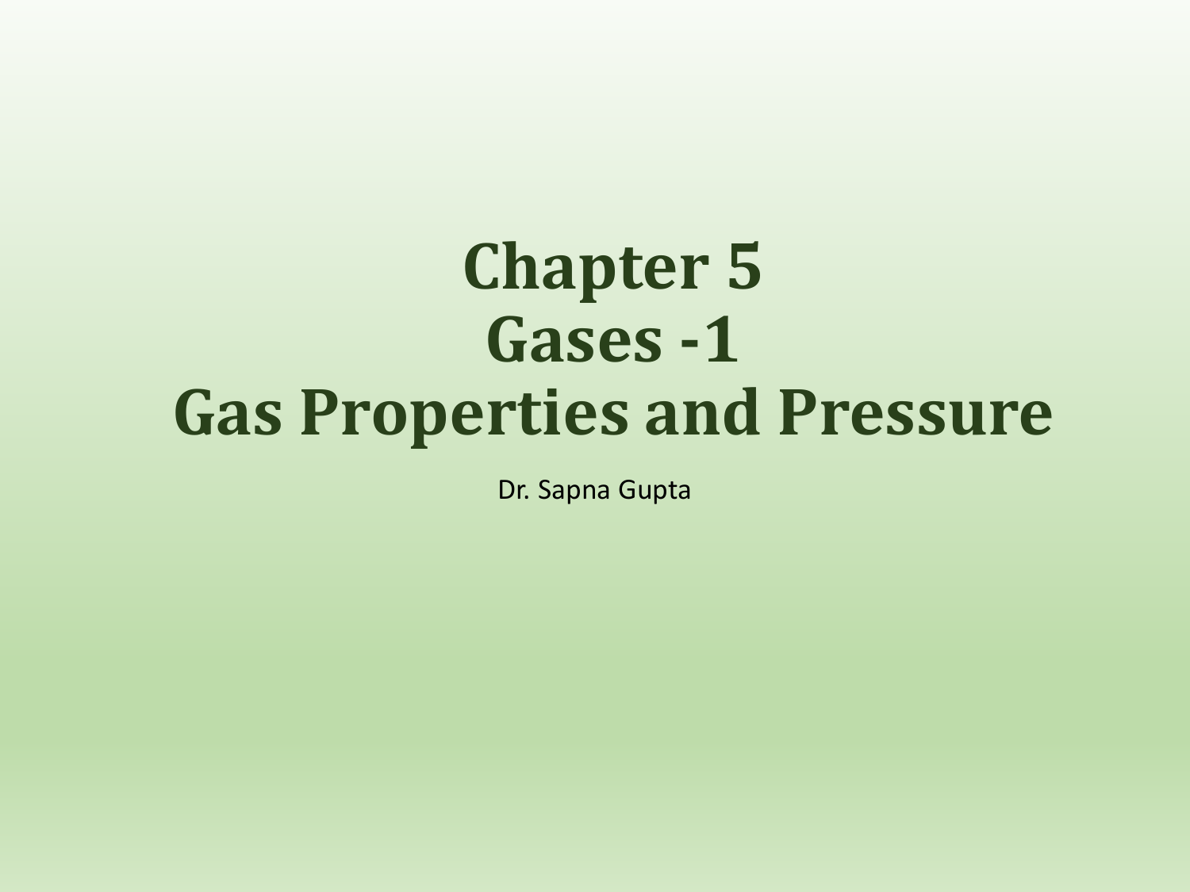# Chapter 5
# Gases -1
# Gas Properties and Pressure

Dr. Sapna Gupta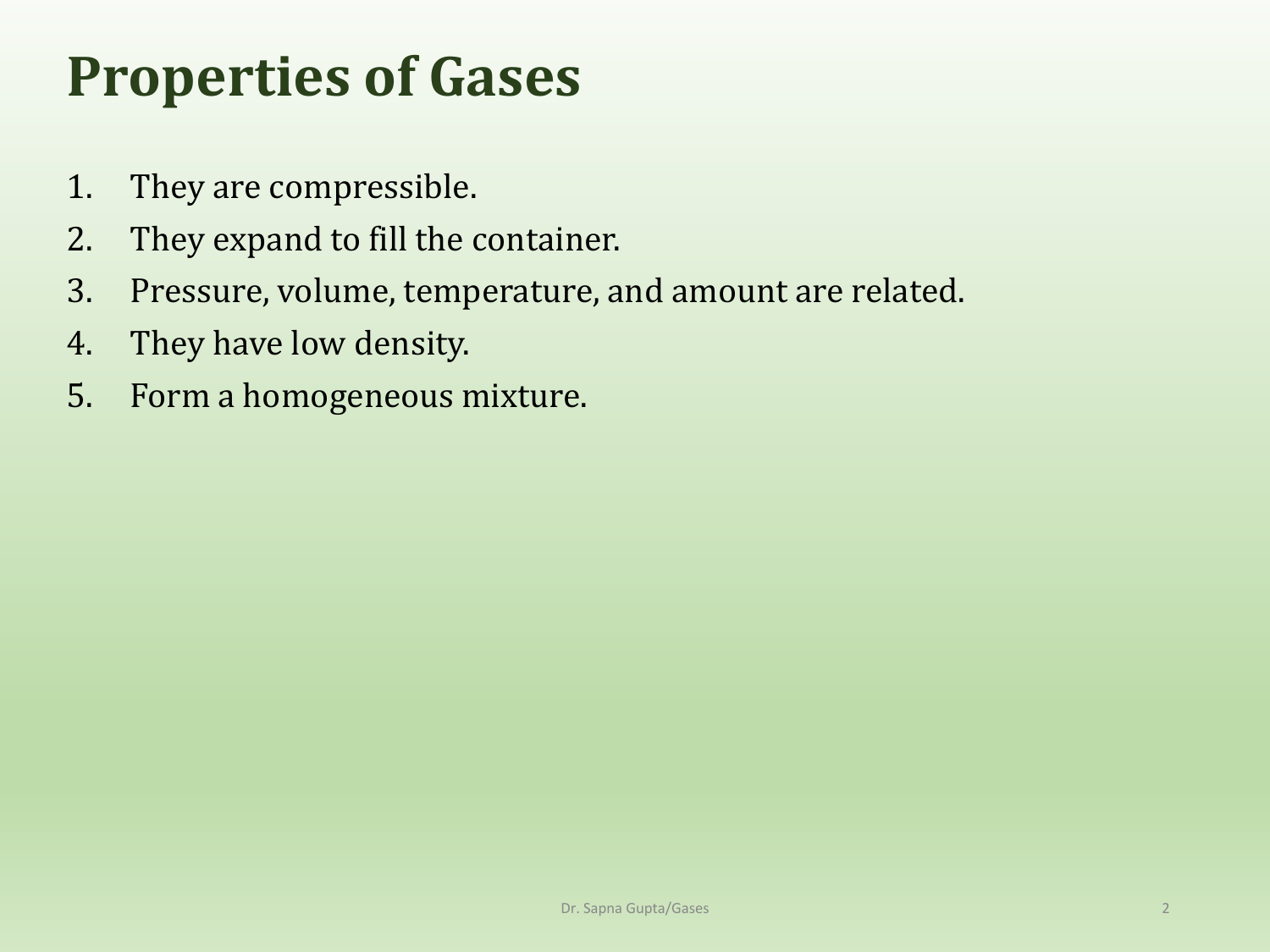# Properties of Gases

1. They are compressible.
2. They expand to fill the container.
3. Pressure, volume, temperature, and amount are related.
4. They have low density.
5. Form a homogeneous mixture.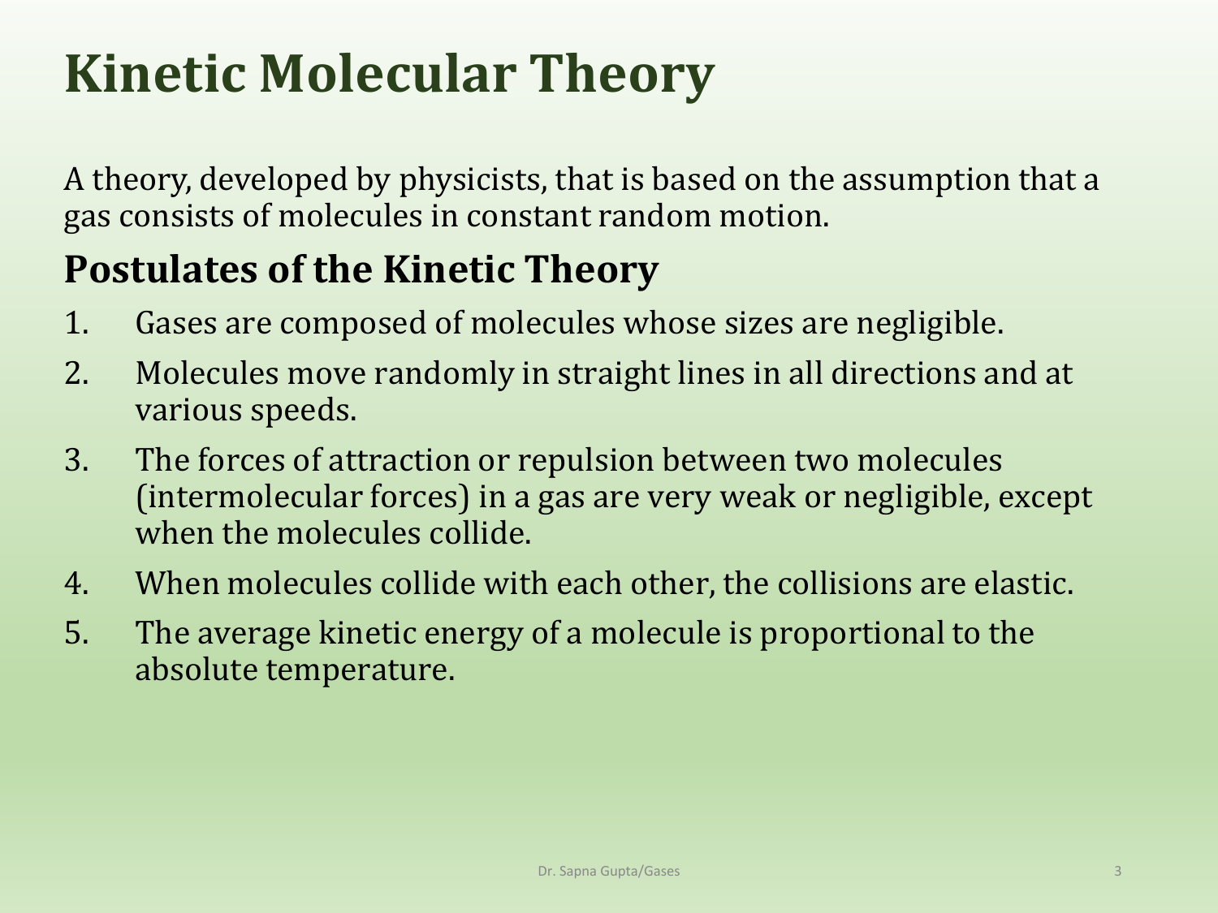# Kinetic Molecular Theory

A theory, developed by physicists, that is based on the assumption that a gas consists of molecules in constant random motion.

## Postulates of the Kinetic Theory

1. Gases are composed of molecules whose sizes are negligible.
2. Molecules move randomly in straight lines in all directions and at various speeds.
3. The forces of attraction or repulsion between two molecules (intermolecular forces) in a gas are very weak or negligible, except when the molecules collide.
4. When molecules collide with each other, the collisions are elastic.
5. The average kinetic energy of a molecule is proportional to the absolute temperature.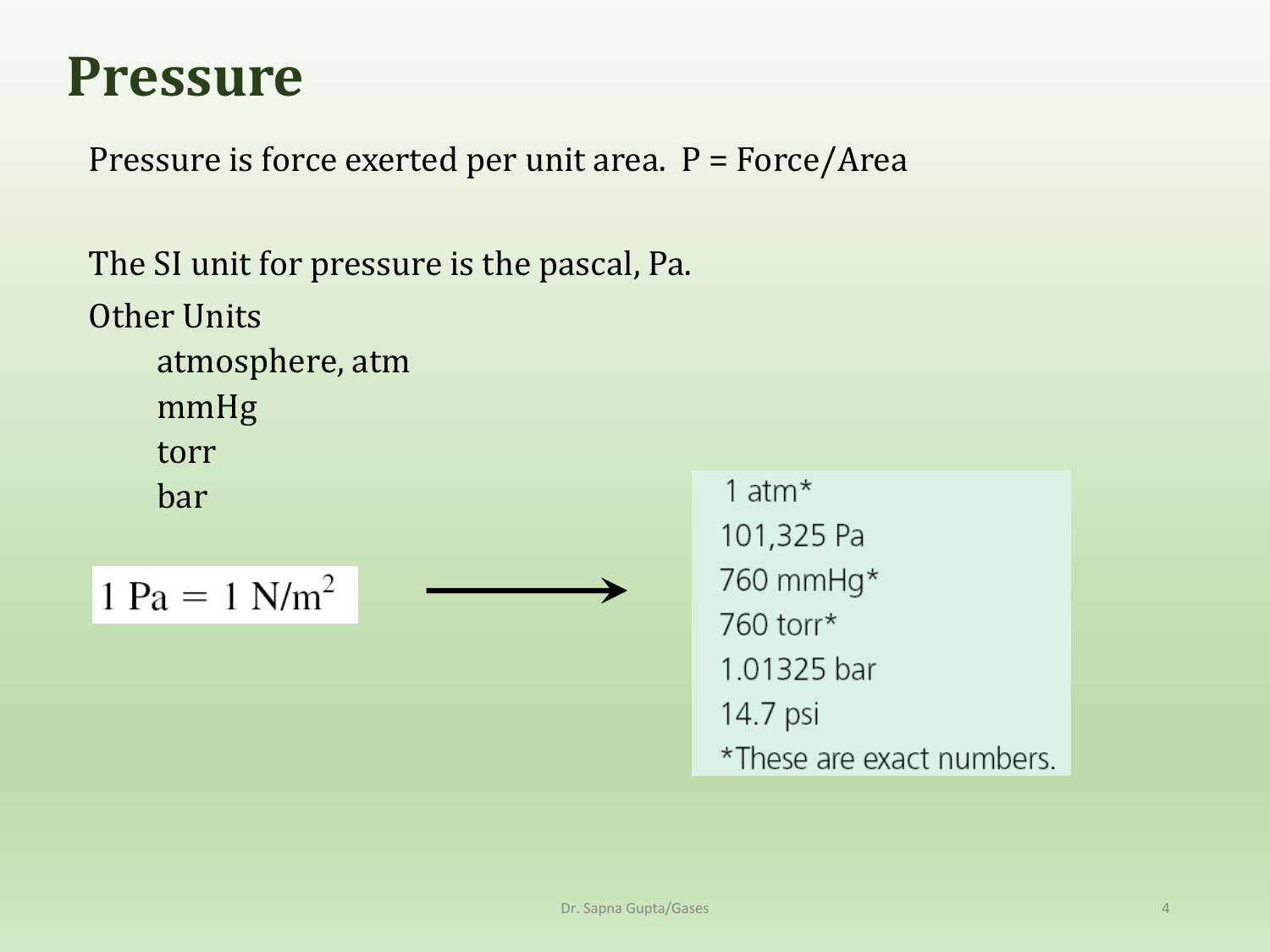# Pressure

Pressure is force exerted per unit area. P = Force/Area

The SI unit for pressure is the pascal, Pa.

Other Units

- atmosphere, atm
- mmHg
- torr
- bar

$1 \text{ Pa} = 1 \text{ N/m}^2$ →

1 atm*
101,325 Pa
760 mmHg*
760 torr*
1.01325 bar
14.7 psi

*These are exact numbers.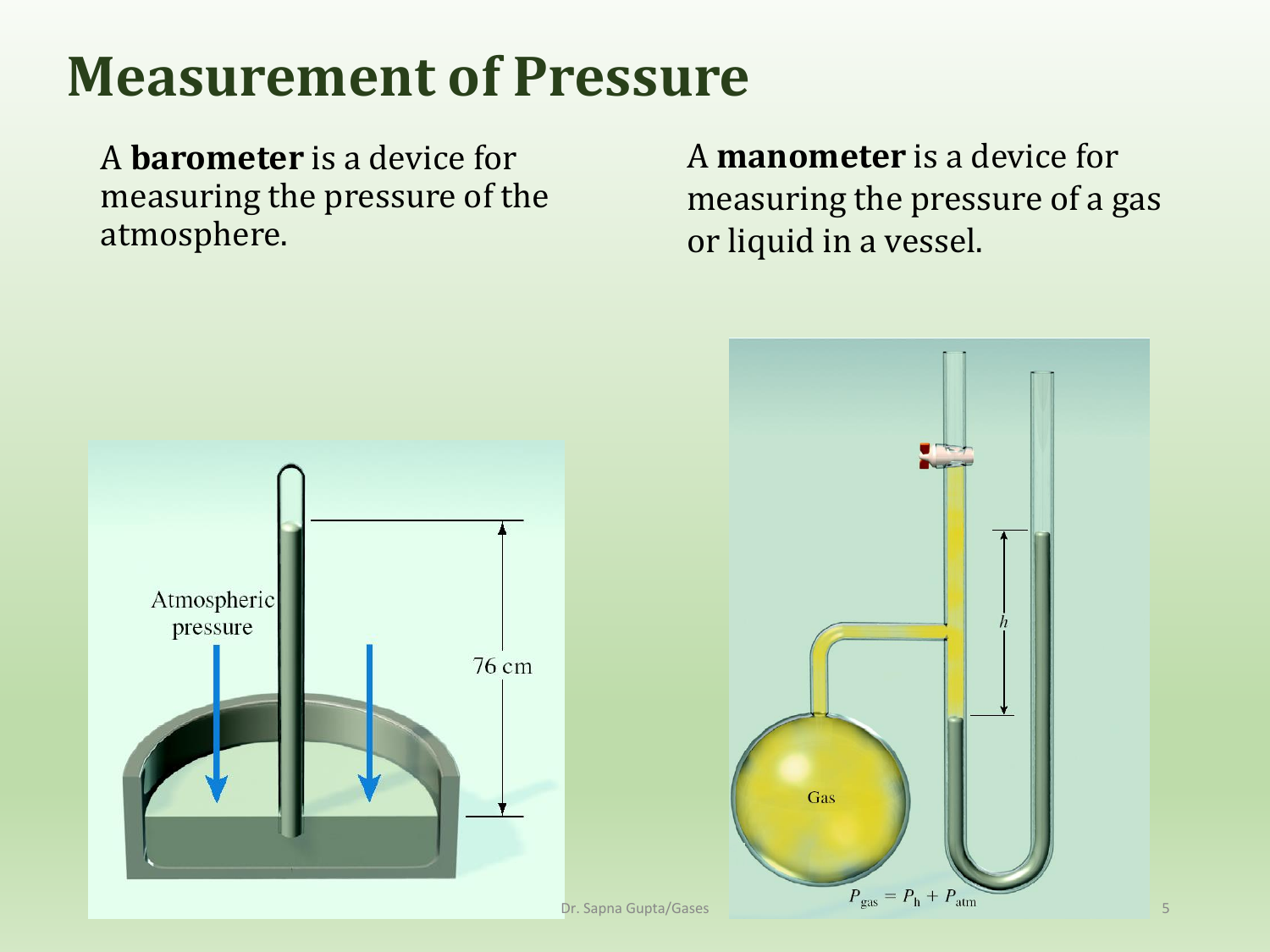# Measurement of Pressure

A **barometer** is a device for measuring the pressure of the atmosphere.

A **manometer** is a device for measuring the pressure of a gas or liquid in a vessel.

Atmospheric pressure

76 cm

Gas

$h$

$P_{gas} = P_h + P_{atm}$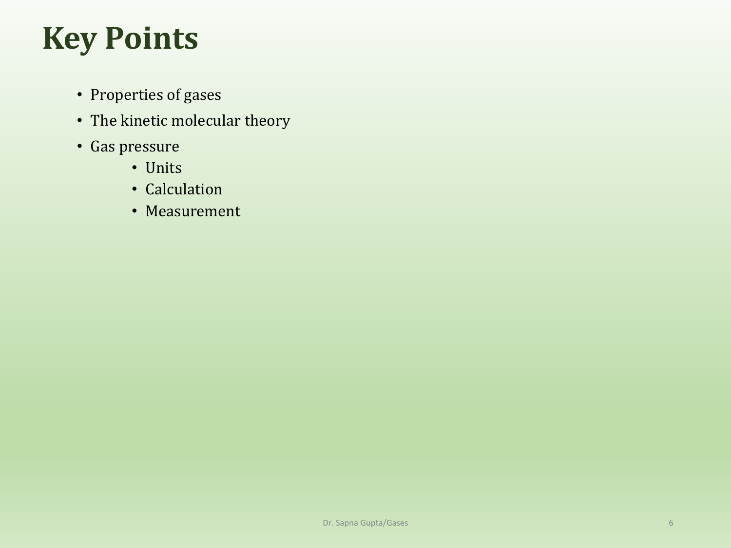# Key Points

- Properties of gases
- The kinetic molecular theory
- Gas pressure
    - Units
    - Calculation
    - Measurement